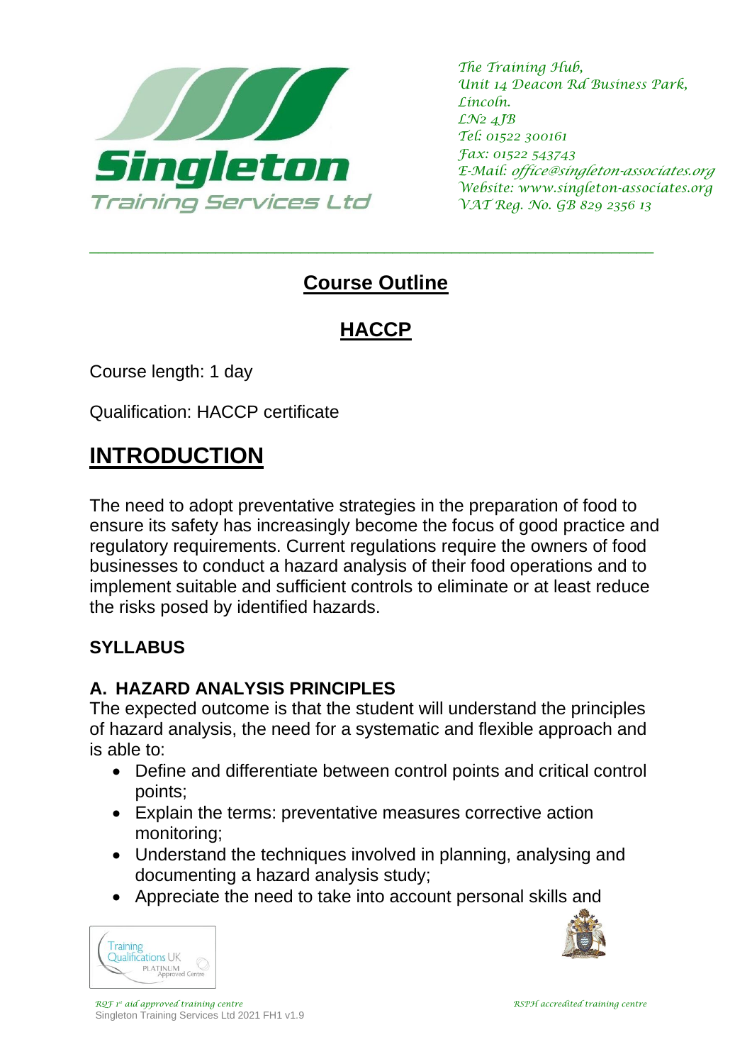Singleton Training Services Ltd

*The Training Hub,*
*Unit 14 Deacon Rd Business Park,*
*Lincoln.*
*LN2 4JB*
*Tel: 01522 300161*
*Fax: 01522 543743*
*E-Mail: office@singleton-associates.org*
*Website: www.singleton-associates.org*
*VAT Reg. No. GB 829 2356 13*

---

# Course Outline

## HACCP

Course length: 1 day

Qualification: HACCP certificate

# INTRODUCTION

The need to adopt preventative strategies in the preparation of food to ensure its safety has increasingly become the focus of good practice and regulatory requirements. Current regulations require the owners of food businesses to conduct a hazard analysis of their food operations and to implement suitable and sufficient controls to eliminate or at least reduce the risks posed by identified hazards.

### SYLLABUS

### A. HAZARD ANALYSIS PRINCIPLES

The expected outcome is that the student will understand the principles of hazard analysis, the need for a systematic and flexible approach and is able to:

- Define and differentiate between control points and critical control points;
- Explain the terms: preventative measures corrective action monitoring;
- Understand the techniques involved in planning, analysing and documenting a hazard analysis study;
- Appreciate the need to take into account personal skills and

*RQF 1st aid approved training centre* *RSPH accredited training centre*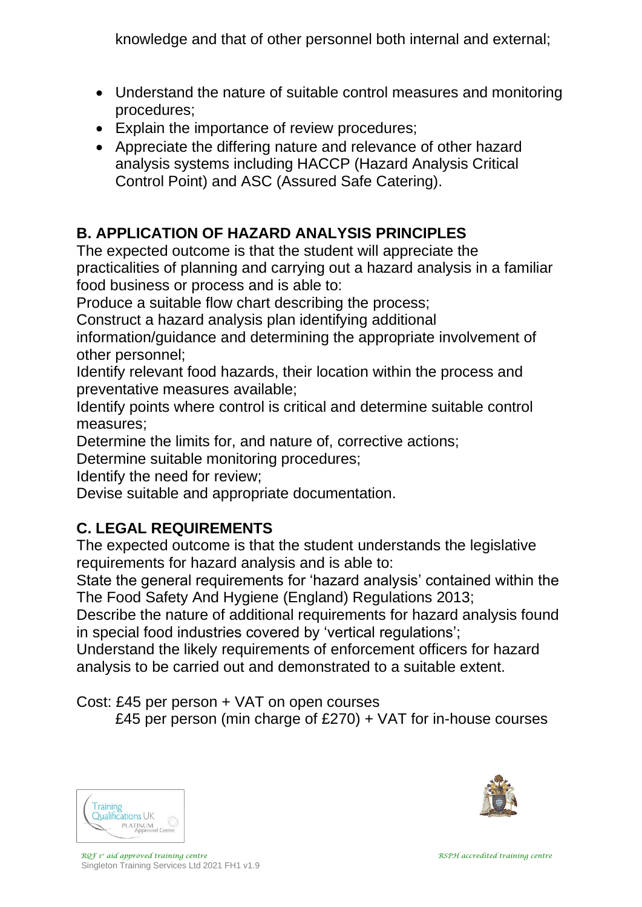knowledge and that of other personnel both internal and external;

- Understand the nature of suitable control measures and monitoring procedures;
- Explain the importance of review procedures;
- Appreciate the differing nature and relevance of other hazard analysis systems including HACCP (Hazard Analysis Critical Control Point) and ASC (Assured Safe Catering).

## B. APPLICATION OF HAZARD ANALYSIS PRINCIPLES

The expected outcome is that the student will appreciate the practicalities of planning and carrying out a hazard analysis in a familiar food business or process and is able to:

Produce a suitable flow chart describing the process;

Construct a hazard analysis plan identifying additional information/guidance and determining the appropriate involvement of other personnel;

Identify relevant food hazards, their location within the process and preventative measures available;

Identify points where control is critical and determine suitable control measures;

Determine the limits for, and nature of, corrective actions;

Determine suitable monitoring procedures;

Identify the need for review;

Devise suitable and appropriate documentation.

## C. LEGAL REQUIREMENTS

The expected outcome is that the student understands the legislative requirements for hazard analysis and is able to:

State the general requirements for 'hazard analysis' contained within the The Food Safety And Hygiene (England) Regulations 2013;

Describe the nature of additional requirements for hazard analysis found in special food industries covered by 'vertical regulations';

Understand the likely requirements of enforcement officers for hazard analysis to be carried out and demonstrated to a suitable extent.

Cost: £45 per person + VAT on open courses
£45 per person (min charge of £270) + VAT for in-house courses

*RQF 1st aid approved training centre*

*RSPH accredited training centre*

Singleton Training Services Ltd 2021 FH1 v1.9